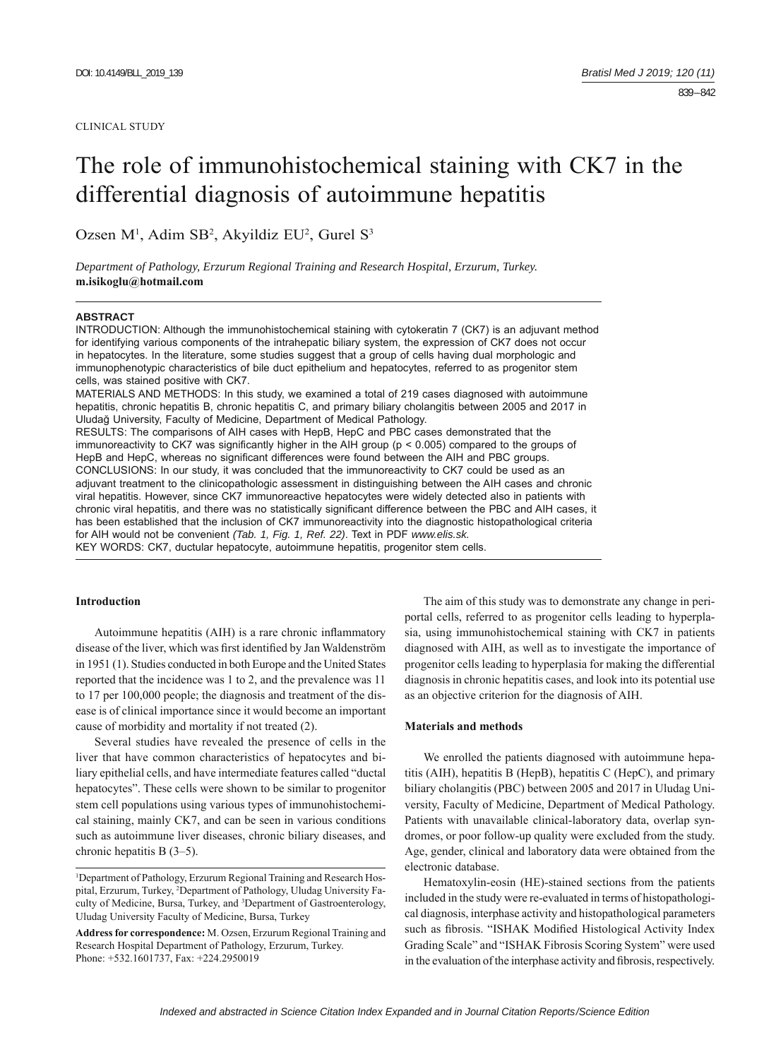CLINICAL STUDY

# The role of immunohistochemical staining with CK7 in the differential diagnosis of autoimmune hepatitis

Ozsen M[1], Adim SB[2], Akyildiz EU[2], Gurel S[3]

*Department of Pathology, Erzurum Regional Training and Research Hospital, Erzurum, Turkey.*
**m.isikoglu@hotmail.com**

## ABSTRACT

INTRODUCTION: Although the immunohistochemical staining with cytokeratin 7 (CK7) is an adjuvant method for identifying various components of the intrahepatic biliary system, the expression of CK7 does not occur in hepatocytes. In the literature, some studies suggest that a group of cells having dual morphologic and immunophenotypic characteristics of bile duct epithelium and hepatocytes, referred to as progenitor stem cells, was stained positive with CK7.

MATERIALS AND METHODS: In this study, we examined a total of 219 cases diagnosed with autoimmune hepatitis, chronic hepatitis B, chronic hepatitis C, and primary biliary cholangitis between 2005 and 2017 in Uludağ University, Faculty of Medicine, Department of Medical Pathology.

RESULTS: The comparisons of AIH cases with HepB, HepC and PBC cases demonstrated that the immunoreactivity to CK7 was significantly higher in the AIH group ($p < 0.005$) compared to the groups of HepB and HepC, whereas no significant differences were found between the AIH and PBC groups.

CONCLUSIONS: In our study, it was concluded that the immunoreactivity to CK7 could be used as an adjuvant treatment to the clinicopathologic assessment in distinguishing between the AIH cases and chronic viral hepatitis. However, since CK7 immunoreactive hepatocytes were widely detected also in patients with chronic viral hepatitis, and there was no statistically significant difference between the PBC and AIH cases, it has been established that the inclusion of CK7 immunoreactivity into the diagnostic histopathological criteria for AIH would not be convenient *(Tab. 1, Fig. 1, Ref. 22)*. Text in PDF *www.elis.sk.*

KEY WORDS: CK7, ductular hepatocyte, autoimmune hepatitis, progenitor stem cells.

## Introduction

Autoimmune hepatitis (AIH) is a rare chronic inflammatory disease of the liver, which was first identified by Jan Waldenström in 1951 (1). Studies conducted in both Europe and the United States reported that the incidence was 1 to 2, and the prevalence was 11 to 17 per 100,000 people; the diagnosis and treatment of the disease is of clinical importance since it would become an important cause of morbidity and mortality if not treated (2).

Several studies have revealed the presence of cells in the liver that have common characteristics of hepatocytes and biliary epithelial cells, and have intermediate features called "ductal hepatocytes". These cells were shown to be similar to progenitor stem cell populations using various types of immunohistochemical staining, mainly CK7, and can be seen in various conditions such as autoimmune liver diseases, chronic biliary diseases, and chronic hepatitis B (3–5).

[1]Department of Pathology, Erzurum Regional Training and Research Hospital, Erzurum, Turkey, [2]Department of Pathology, Uludag University Faculty of Medicine, Bursa, Turkey, and [3]Department of Gastroenterology, Uludag University Faculty of Medicine, Bursa, Turkey

**Address for correspondence:** M. Ozsen, Erzurum Regional Training and Research Hospital Department of Pathology, Erzurum, Turkey.
Phone: +532.1601737, Fax: +224.2950019

The aim of this study was to demonstrate any change in periportal cells, referred to as progenitor cells leading to hyperplasia, using immunohistochemical staining with CK7 in patients diagnosed with AIH, as well as to investigate the importance of progenitor cells leading to hyperplasia for making the differential diagnosis in chronic hepatitis cases, and look into its potential use as an objective criterion for the diagnosis of AIH.

## Materials and methods

We enrolled the patients diagnosed with autoimmune hepatitis (AIH), hepatitis B (HepB), hepatitis C (HepC), and primary biliary cholangitis (PBC) between 2005 and 2017 in Uludag University, Faculty of Medicine, Department of Medical Pathology. Patients with unavailable clinical-laboratory data, overlap syndromes, or poor follow-up quality were excluded from the study. Age, gender, clinical and laboratory data were obtained from the electronic database.

Hematoxylin-eosin (HE)-stained sections from the patients included in the study were re-evaluated in terms of histopathological diagnosis, interphase activity and histopathological parameters such as fibrosis. "ISHAK Modified Histological Activity Index Grading Scale" and "ISHAK Fibrosis Scoring System" were used in the evaluation of the interphase activity and fibrosis, respectively.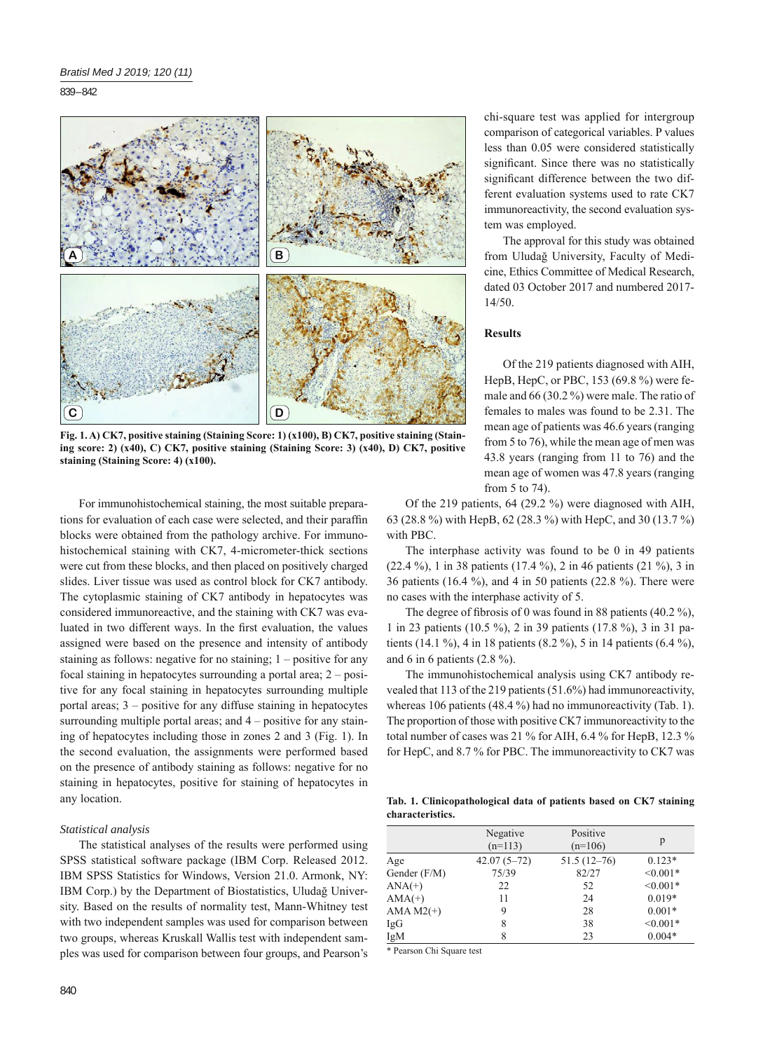Fig. 1. A) CK7, positive staining (Staining Score: 1) (x100), B) CK7, positive staining (Staining score: 2) (x40), C) CK7, positive staining (Staining Score: 3) (x40), D) CK7, positive staining (Staining Score: 4) (x100).

For immunohistochemical staining, the most suitable preparations for evaluation of each case were selected, and their paraffin blocks were obtained from the pathology archive. For immunohistochemical staining with CK7, 4-micrometer-thick sections were cut from these blocks, and then placed on positively charged slides. Liver tissue was used as control block for CK7 antibody. The cytoplasmic staining of CK7 antibody in hepatocytes was considered immunoreactive, and the staining with CK7 was evaluated in two different ways. In the first evaluation, the values assigned were based on the presence and intensity of antibody staining as follows: negative for no staining; 1 – positive for any focal staining in hepatocytes surrounding a portal area; 2 – positive for any focal staining in hepatocytes surrounding multiple portal areas; 3 – positive for any diffuse staining in hepatocytes surrounding multiple portal areas; and 4 – positive for any staining of hepatocytes including those in zones 2 and 3 (Fig. 1). In the second evaluation, the assignments were performed based on the presence of antibody staining as follows: negative for no staining in hepatocytes, positive for staining of hepatocytes in any location.

### *Statistical analysis*

The statistical analyses of the results were performed using SPSS statistical software package (IBM Corp. Released 2012. IBM SPSS Statistics for Windows, Version 21.0. Armonk, NY: IBM Corp.) by the Department of Biostatistics, Uludağ University. Based on the results of normality test, Mann-Whitney test with two independent samples was used for comparison between two groups, whereas Kruskall Wallis test with independent samples was used for comparison between four groups, and Pearson's chi-square test was applied for intergroup comparison of categorical variables. P values less than 0.05 were considered statistically significant. Since there was no statistically significant difference between the two different evaluation systems used to rate CK7 immunoreactivity, the second evaluation system was employed.

The approval for this study was obtained from Uludağ University, Faculty of Medicine, Ethics Committee of Medical Research, dated 03 October 2017 and numbered 2017-14/50.

## Results

Of the 219 patients diagnosed with AIH, HepB, HepC, or PBC, 153 (69.8 %) were female and 66 (30.2 %) were male. The ratio of females to males was found to be 2.31. The mean age of patients was 46.6 years (ranging from 5 to 76), while the mean age of men was 43.8 years (ranging from 11 to 76) and the mean age of women was 47.8 years (ranging from 5 to 74).

Of the 219 patients, 64 (29.2 %) were diagnosed with AIH, 63 (28.8 %) with HepB, 62 (28.3 %) with HepC, and 30 (13.7 %) with PBC.

The interphase activity was found to be 0 in 49 patients (22.4 %), 1 in 38 patients (17.4 %), 2 in 46 patients (21 %), 3 in 36 patients (16.4 %), and 4 in 50 patients (22.8 %). There were no cases with the interphase activity of 5.

The degree of fibrosis of 0 was found in 88 patients (40.2 %), 1 in 23 patients (10.5 %), 2 in 39 patients (17.8 %), 3 in 31 patients (14.1 %), 4 in 18 patients (8.2 %), 5 in 14 patients (6.4 %), and 6 in 6 patients (2.8 %).

The immunohistochemical analysis using CK7 antibody revealed that 113 of the 219 patients (51.6%) had immunoreactivity, whereas 106 patients (48.4 %) had no immunoreactivity (Tab. 1). The proportion of those with positive CK7 immunoreactivity to the total number of cases was 21 % for AIH, 6.4 % for HepB, 12.3 % for HepC, and 8.7 % for PBC. The immunoreactivity to CK7 was

**Tab. 1. Clinicopathological data of patients based on CK7 staining characteristics.**

| | Negative (n=113) | Positive (n=106) | p |
|---|---|---|---|
| Age | 42.07 (5–72) | 51.5 (12–76) | 0.123* |
| Gender (F/M) | 75/39 | 82/27 | <0.001* |
| ANA(+) | 22 | 52 | <0.001* |
| AMA(+) | 11 | 24 | 0.019* |
| AMA M2(+) | 9 | 28 | 0.001* |
| IgG | 8 | 38 | <0.001* |
| IgM | 8 | 23 | 0.004* |

\* Pearson Chi Square test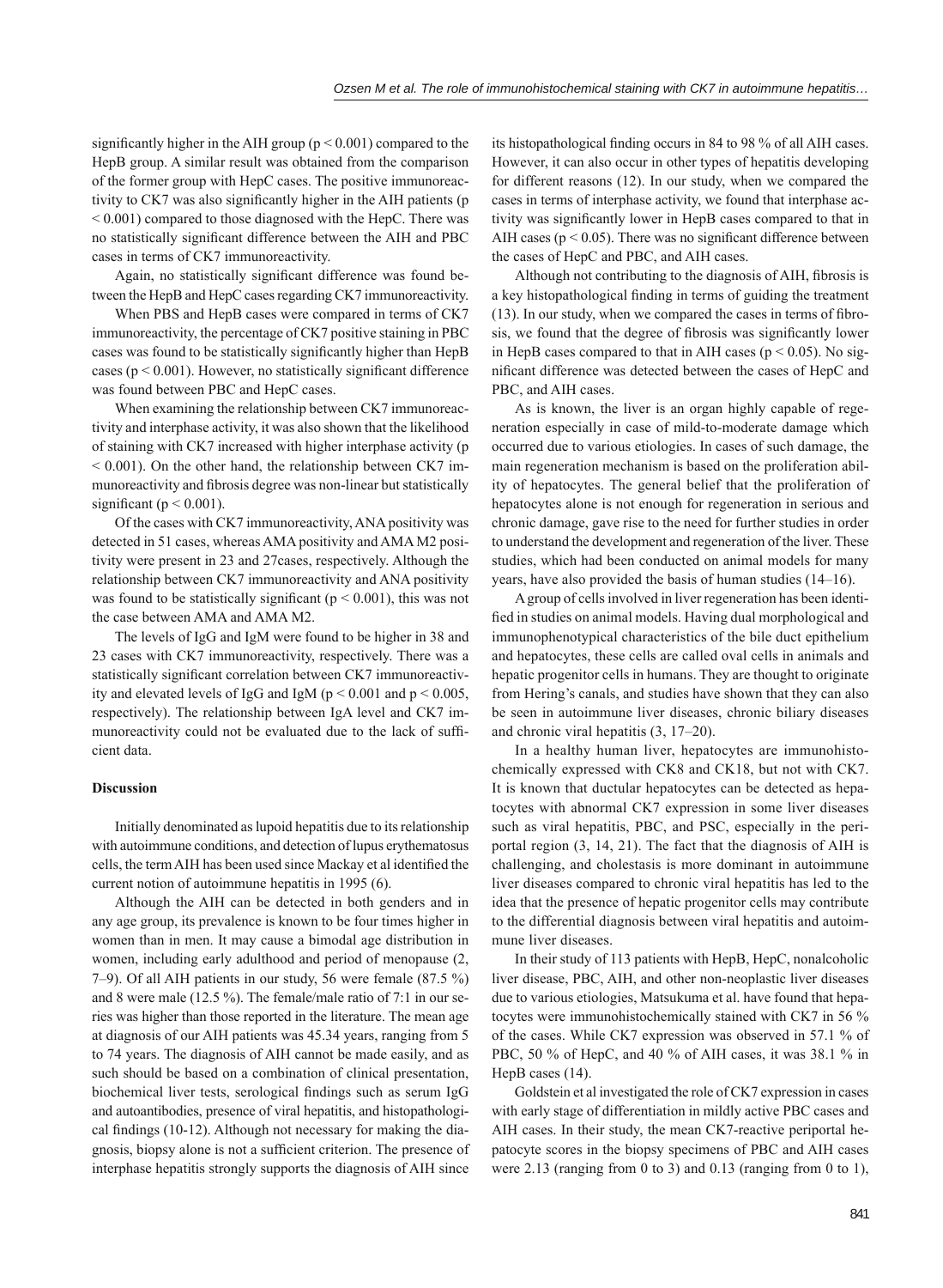significantly higher in the AIH group ($p < 0.001$) compared to the HepB group. A similar result was obtained from the comparison of the former group with HepC cases. The positive immunoreactivity to CK7 was also significantly higher in the AIH patients ($p < 0.001$) compared to those diagnosed with the HepC. There was no statistically significant difference between the AIH and PBC cases in terms of CK7 immunoreactivity.

Again, no statistically significant difference was found between the HepB and HepC cases regarding CK7 immunoreactivity.

When PBS and HepB cases were compared in terms of CK7 immunoreactivity, the percentage of CK7 positive staining in PBC cases was found to be statistically significantly higher than HepB cases ($p < 0.001$). However, no statistically significant difference was found between PBC and HepC cases.

When examining the relationship between CK7 immunoreactivity and interphase activity, it was also shown that the likelihood of staining with CK7 increased with higher interphase activity ($p < 0.001$). On the other hand, the relationship between CK7 immunoreactivity and fibrosis degree was non-linear but statistically significant ($p < 0.001$).

Of the cases with CK7 immunoreactivity, ANA positivity was detected in 51 cases, whereas AMA positivity and AMA M2 positivity were present in 23 and 27cases, respectively. Although the relationship between CK7 immunoreactivity and ANA positivity was found to be statistically significant ($p < 0.001$), this was not the case between AMA and AMA M2.

The levels of IgG and IgM were found to be higher in 38 and 23 cases with CK7 immunoreactivity, respectively. There was a statistically significant correlation between CK7 immunoreactivity and elevated levels of IgG and IgM ($p < 0.001$ and $p < 0.005$, respectively). The relationship between IgA level and CK7 immunoreactivity could not be evaluated due to the lack of sufficient data.

## Discussion

Initially denominated as lupoid hepatitis due to its relationship with autoimmune conditions, and detection of lupus erythematosus cells, the term AIH has been used since Mackay et al identified the current notion of autoimmune hepatitis in 1995 (6).

Although the AIH can be detected in both genders and in any age group, its prevalence is known to be four times higher in women than in men. It may cause a bimodal age distribution in women, including early adulthood and period of menopause (2, 7–9). Of all AIH patients in our study, 56 were female (87.5 %) and 8 were male (12.5 %). The female/male ratio of 7:1 in our series was higher than those reported in the literature. The mean age at diagnosis of our AIH patients was 45.34 years, ranging from 5 to 74 years. The diagnosis of AIH cannot be made easily, and as such should be based on a combination of clinical presentation, biochemical liver tests, serological findings such as serum IgG and autoantibodies, presence of viral hepatitis, and histopathological findings (10-12). Although not necessary for making the diagnosis, biopsy alone is not a sufficient criterion. The presence of interphase hepatitis strongly supports the diagnosis of AIH since its histopathological finding occurs in 84 to 98 % of all AIH cases. However, it can also occur in other types of hepatitis developing for different reasons (12). In our study, when we compared the cases in terms of interphase activity, we found that interphase activity was significantly lower in HepB cases compared to that in AIH cases ($p < 0.05$). There was no significant difference between the cases of HepC and PBC, and AIH cases.

Although not contributing to the diagnosis of AIH, fibrosis is a key histopathological finding in terms of guiding the treatment (13). In our study, when we compared the cases in terms of fibrosis, we found that the degree of fibrosis was significantly lower in HepB cases compared to that in AIH cases ($p < 0.05$). No significant difference was detected between the cases of HepC and PBC, and AIH cases.

As is known, the liver is an organ highly capable of regeneration especially in case of mild-to-moderate damage which occurred due to various etiologies. In cases of such damage, the main regeneration mechanism is based on the proliferation ability of hepatocytes. The general belief that the proliferation of hepatocytes alone is not enough for regeneration in serious and chronic damage, gave rise to the need for further studies in order to understand the development and regeneration of the liver. These studies, which had been conducted on animal models for many years, have also provided the basis of human studies (14–16).

A group of cells involved in liver regeneration has been identified in studies on animal models. Having dual morphological and immunophenotypical characteristics of the bile duct epithelium and hepatocytes, these cells are called oval cells in animals and hepatic progenitor cells in humans. They are thought to originate from Hering's canals, and studies have shown that they can also be seen in autoimmune liver diseases, chronic biliary diseases and chronic viral hepatitis (3, 17–20).

In a healthy human liver, hepatocytes are immunohistochemically expressed with CK8 and CK18, but not with CK7. It is known that ductular hepatocytes can be detected as hepatocytes with abnormal CK7 expression in some liver diseases such as viral hepatitis, PBC, and PSC, especially in the periportal region (3, 14, 21). The fact that the diagnosis of AIH is challenging, and cholestasis is more dominant in autoimmune liver diseases compared to chronic viral hepatitis has led to the idea that the presence of hepatic progenitor cells may contribute to the differential diagnosis between viral hepatitis and autoimmune liver diseases.

In their study of 113 patients with HepB, HepC, nonalcoholic liver disease, PBC, AIH, and other non-neoplastic liver diseases due to various etiologies, Matsukuma et al. have found that hepatocytes were immunohistochemically stained with CK7 in 56 % of the cases. While CK7 expression was observed in 57.1 % of PBC, 50 % of HepC, and 40 % of AIH cases, it was 38.1 % in HepB cases (14).

Goldstein et al investigated the role of CK7 expression in cases with early stage of differentiation in mildly active PBC cases and AIH cases. In their study, the mean CK7-reactive periportal hepatocyte scores in the biopsy specimens of PBC and AIH cases were 2.13 (ranging from 0 to 3) and 0.13 (ranging from 0 to 1),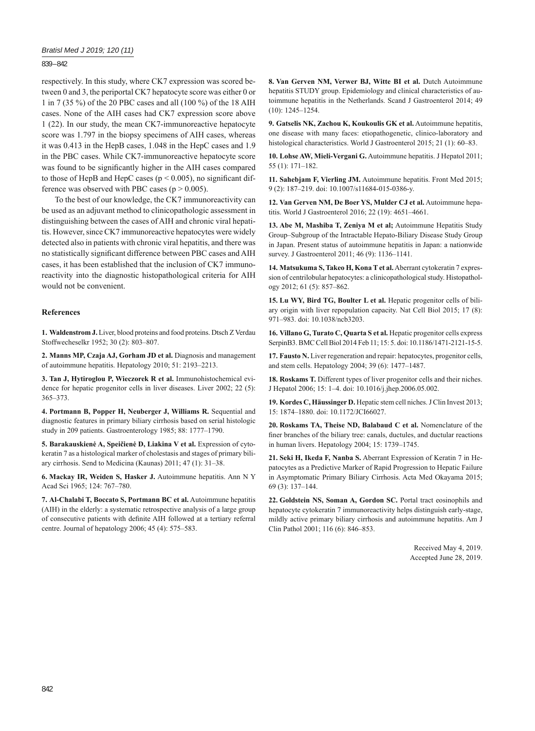respectively. In this study, where CK7 expression was scored between 0 and 3, the periportal CK7 hepatocyte score was either 0 or 1 in 7 (35 %) of the 20 PBC cases and all (100 %) of the 18 AIH cases. None of the AIH cases had CK7 expression score above 1 (22). In our study, the mean CK7-immunoreactive hepatocyte score was 1.797 in the biopsy specimens of AIH cases, whereas it was 0.413 in the HepB cases, 1.048 in the HepC cases and 1.9 in the PBC cases. While CK7-immunoreactive hepatocyte score was found to be significantly higher in the AIH cases compared to those of HepB and HepC cases ($p < 0.005$), no significant difference was observed with PBC cases ($p > 0.005$).

To the best of our knowledge, the CK7 immunoreactivity can be used as an adjuvant method to clinicopathologic assessment in distinguishing between the cases of AIH and chronic viral hepatitis. However, since CK7 immunoreactive hepatocytes were widely detected also in patients with chronic viral hepatitis, and there was no statistically significant difference between PBC cases and AIH cases, it has been established that the inclusion of CK7 immunoreactivity into the diagnostic histopathological criteria for AIH would not be convenient.

## References

**1. Waldenstrom J.** Liver, blood proteins and food proteins. Dtsch Z Verdau Stoffwecheselkr 1952; 30 (2): 803–807.

**2. Manns MP, Czaja AJ, Gorham JD et al.** Diagnosis and management of autoimmune hepatitis. Hepatology 2010; 51: 2193–2213.

**3. Tan J, Hytiroglou P, Wieczorek R et al.** Immunohistochemical evidence for hepatic progenitor cells in liver diseases. Liver 2002; 22 (5): 365–373.

**4. Portmann B, Popper H, Neuberger J, Williams R.** Sequential and diagnostic features in primary biliary cirrhosis based on serial histologic study in 209 patients. Gastroenterology 1985; 88: 1777–1790.

**5. Barakauskienė A, Speičienė D, Liakina V et al.** Expression of cytokeratin 7 as a histological marker of cholestasis and stages of primary biliary cirrhosis. Send to Medicina (Kaunas) 2011; 47 (1): 31–38.

**6. Mackay IR, Weiden S, Hasker J.** Autoimmune hepatitis. Ann N Y Acad Sci 1965; 124: 767–780.

**7. Al-Chalabi T, Boccato S, Portmann BC et al.** Autoimmune hepatitis (AIH) in the elderly: a systematic retrospective analysis of a large group of consecutive patients with definite AIH followed at a tertiary referral centre. Journal of hepatology 2006; 45 (4): 575–583.

**8. Van Gerven NM, Verwer BJ, Witte BI et al.** Dutch Autoimmune hepatitis STUDY group. Epidemiology and clinical characteristics of autoimmune hepatitis in the Netherlands. Scand J Gastroenterol 2014; 49 (10): 1245–1254.

**9. Gatselis NK, Zachou K, Koukoulis GK et al.** Autoimmune hepatitis, one disease with many faces: etiopathogenetic, clinico-laboratory and histological characteristics. World J Gastroenterol 2015; 21 (1): 60–83.

**10. Lohse AW, Mieli-Vergani G.** Autoimmune hepatitis. J Hepatol 2011; 55 (1): 171–182.

**11. Sahebjam F, Vierling JM.** Autoimmune hepatitis. Front Med 2015; 9 (2): 187–219. doi: 10.1007/s11684-015-0386-y.

**12. Van Gerven NM, De Boer YS, Mulder CJ et al.** Autoimmune hepatitis. World J Gastroenterol 2016; 22 (19): 4651–4661.

**13. Abe M, Mashiba T, Zeniya M et al;** Autoimmune Hepatitis Study Group–Subgroup of the Intractable Hepato-Biliary Disease Study Group in Japan. Present status of autoimmune hepatitis in Japan: a nationwide survey. J Gastroenterol 2011; 46 (9): 1136–1141.

**14. Matsukuma S, Takeo H, Kona T et al.** Aberrant cytokeratin 7 expression of centrilobular hepatocytes: a clinicopathological study. Histopathology 2012; 61 (5): 857–862.

**15. Lu WY, Bird TG, Boulter L et al.** Hepatic progenitor cells of biliary origin with liver repopulation capacity. Nat Cell Biol 2015; 17 (8): 971–983. doi: 10.1038/ncb3203.

**16. Villano G, Turato C, Quarta S et al.** Hepatic progenitor cells express SerpinB3. BMC Cell Biol 2014 Feb 11; 15: 5. doi: 10.1186/1471-2121-15-5.

**17. Fausto N.** Liver regeneration and repair: hepatocytes, progenitor cells, and stem cells. Hepatology 2004; 39 (6): 1477–1487.

**18. Roskams T.** Different types of liver progenitor cells and their niches. J Hepatol 2006; 15: 1–4. doi: 10.1016/j.jhep.2006.05.002.

**19. Kordes C, Häussinger D.** Hepatic stem cell niches. J Clin Invest 2013; 15: 1874–1880. doi: 10.1172/JCI66027.

**20. Roskams TA, Theise ND, Balabaud C et al.** Nomenclature of the finer branches of the biliary tree: canals, ductules, and ductular reactions in human livers. Hepatology 2004; 15: 1739–1745.

**21. Seki H, Ikeda F, Nanba S.** Aberrant Expression of Keratin 7 in Hepatocytes as a Predictive Marker of Rapid Progression to Hepatic Failure in Asymptomatic Primary Biliary Cirrhosis. Acta Med Okayama 2015; 69 (3): 137–144.

**22. Goldstein NS, Soman A, Gordon SC.** Portal tract eosinophils and hepatocyte cytokeratin 7 immunoreactivity helps distinguish early-stage, mildly active primary biliary cirrhosis and autoimmune hepatitis. Am J Clin Pathol 2001; 116 (6): 846–853.

Received May 4, 2019.
Accepted June 28, 2019.